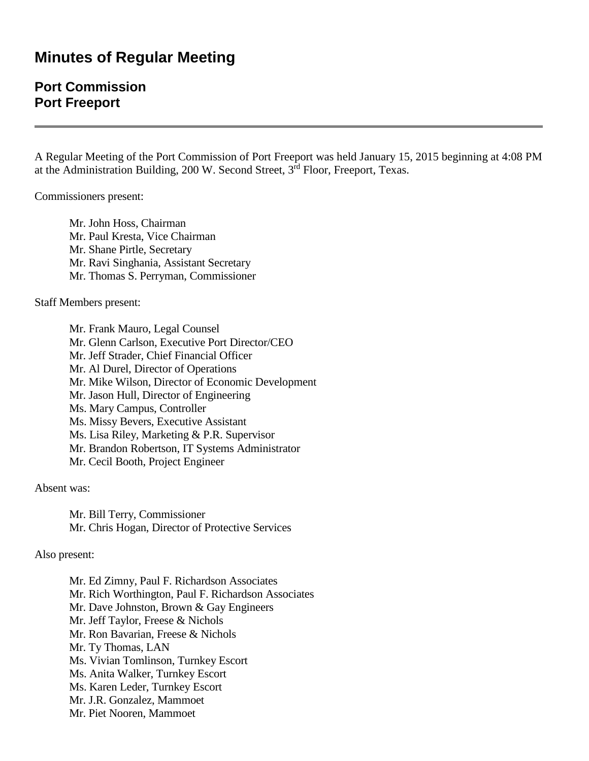# Minutes of Regular Meeting

## Port Commission
## Port Freeport

---

A Regular Meeting of the Port Commission of Port Freeport was held January 15, 2015 beginning at 4:08 PM at the Administration Building, 200 W. Second Street, 3rd Floor, Freeport, Texas.

Commissioners present:

Mr. John Hoss, Chairman
Mr. Paul Kresta, Vice Chairman
Mr. Shane Pirtle, Secretary
Mr. Ravi Singhania, Assistant Secretary
Mr. Thomas S. Perryman, Commissioner

Staff Members present:

Mr. Frank Mauro, Legal Counsel
Mr. Glenn Carlson, Executive Port Director/CEO
Mr. Jeff Strader, Chief Financial Officer
Mr. Al Durel, Director of Operations
Mr. Mike Wilson, Director of Economic Development
Mr. Jason Hull, Director of Engineering
Ms. Mary Campus, Controller
Ms. Missy Bevers, Executive Assistant
Ms. Lisa Riley, Marketing & P.R. Supervisor
Mr. Brandon Robertson, IT Systems Administrator
Mr. Cecil Booth, Project Engineer

Absent was:

Mr. Bill Terry, Commissioner
Mr. Chris Hogan, Director of Protective Services

Also present:

Mr. Ed Zimny, Paul F. Richardson Associates
Mr. Rich Worthington, Paul F. Richardson Associates
Mr. Dave Johnston, Brown & Gay Engineers
Mr. Jeff Taylor, Freese & Nichols
Mr. Ron Bavarian, Freese & Nichols
Mr. Ty Thomas, LAN
Ms. Vivian Tomlinson, Turnkey Escort
Ms. Anita Walker, Turnkey Escort
Ms. Karen Leder, Turnkey Escort
Mr. J.R. Gonzalez, Mammoet
Mr. Piet Nooren, Mammoet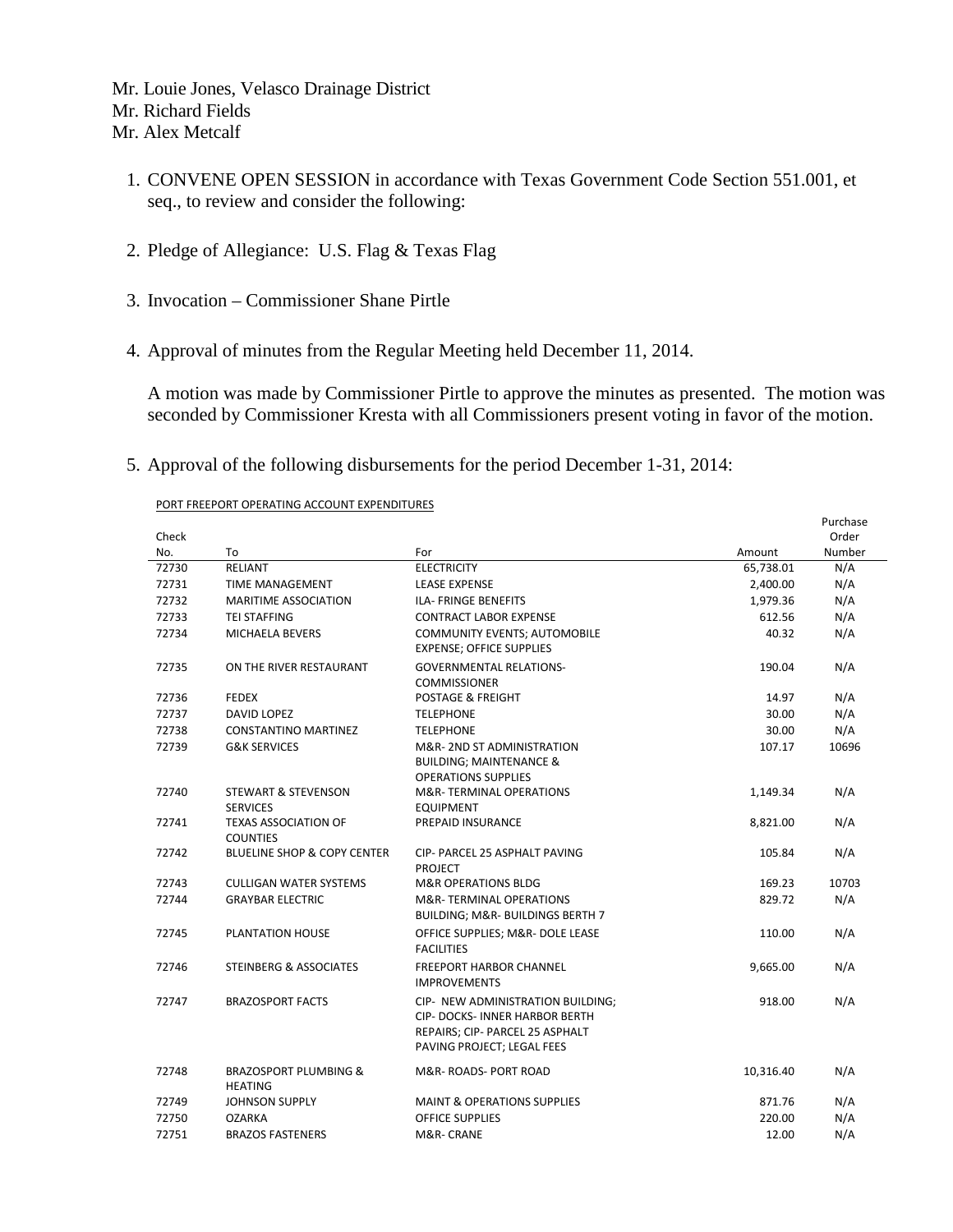Mr. Louie Jones, Velasco Drainage District
Mr. Richard Fields
Mr. Alex Metcalf

1. CONVENE OPEN SESSION in accordance with Texas Government Code Section 551.001, et seq., to review and consider the following:

2. Pledge of Allegiance: U.S. Flag & Texas Flag

3. Invocation – Commissioner Shane Pirtle

4. Approval of minutes from the Regular Meeting held December 11, 2014.

   A motion was made by Commissioner Pirtle to approve the minutes as presented. The motion was seconded by Commissioner Kresta with all Commissioners present voting in favor of the motion.

5. Approval of the following disbursements for the period December 1-31, 2014:

PORT FREEPORT OPERATING ACCOUNT EXPENDITURES

| Check No. | To | For | Amount | Purchase Order Number |
|---|---|---|---|---|
| 72730 | RELIANT | ELECTRICITY | 65,738.01 | N/A |
| 72731 | TIME MANAGEMENT | LEASE EXPENSE | 2,400.00 | N/A |
| 72732 | MARITIME ASSOCIATION | ILA- FRINGE BENEFITS | 1,979.36 | N/A |
| 72733 | TEI STAFFING | CONTRACT LABOR EXPENSE | 612.56 | N/A |
| 72734 | MICHAELA BEVERS | COMMUNITY EVENTS; AUTOMOBILE EXPENSE; OFFICE SUPPLIES | 40.32 | N/A |
| 72735 | ON THE RIVER RESTAURANT | GOVERNMENTAL RELATIONS- COMMISSIONER | 190.04 | N/A |
| 72736 | FEDEX | POSTAGE & FREIGHT | 14.97 | N/A |
| 72737 | DAVID LOPEZ | TELEPHONE | 30.00 | N/A |
| 72738 | CONSTANTINO MARTINEZ | TELEPHONE | 30.00 | N/A |
| 72739 | G&K SERVICES | M&R- 2ND ST ADMINISTRATION BUILDING; MAINTENANCE & OPERATIONS SUPPLIES | 107.17 | 10696 |
| 72740 | STEWART & STEVENSON SERVICES | M&R- TERMINAL OPERATIONS EQUIPMENT | 1,149.34 | N/A |
| 72741 | TEXAS ASSOCIATION OF COUNTIES | PREPAID INSURANCE | 8,821.00 | N/A |
| 72742 | BLUELINE SHOP & COPY CENTER | CIP- PARCEL 25 ASPHALT PAVING PROJECT | 105.84 | N/A |
| 72743 | CULLIGAN WATER SYSTEMS | M&R OPERATIONS BLDG | 169.23 | 10703 |
| 72744 | GRAYBAR ELECTRIC | M&R- TERMINAL OPERATIONS BUILDING; M&R- BUILDINGS BERTH 7 | 829.72 | N/A |
| 72745 | PLANTATION HOUSE | OFFICE SUPPLIES; M&R- DOLE LEASE FACILITIES | 110.00 | N/A |
| 72746 | STEINBERG & ASSOCIATES | FREEPORT HARBOR CHANNEL IMPROVEMENTS | 9,665.00 | N/A |
| 72747 | BRAZOSPORT FACTS | CIP- NEW ADMINISTRATION BUILDING; CIP- DOCKS- INNER HARBOR BERTH REPAIRS; CIP- PARCEL 25 ASPHALT PAVING PROJECT; LEGAL FEES | 918.00 | N/A |
| 72748 | BRAZOSPORT PLUMBING & HEATING | M&R- ROADS- PORT ROAD | 10,316.40 | N/A |
| 72749 | JOHNSON SUPPLY | MAINT & OPERATIONS SUPPLIES | 871.76 | N/A |
| 72750 | OZARKA | OFFICE SUPPLIES | 220.00 | N/A |
| 72751 | BRAZOS FASTENERS | M&R- CRANE | 12.00 | N/A |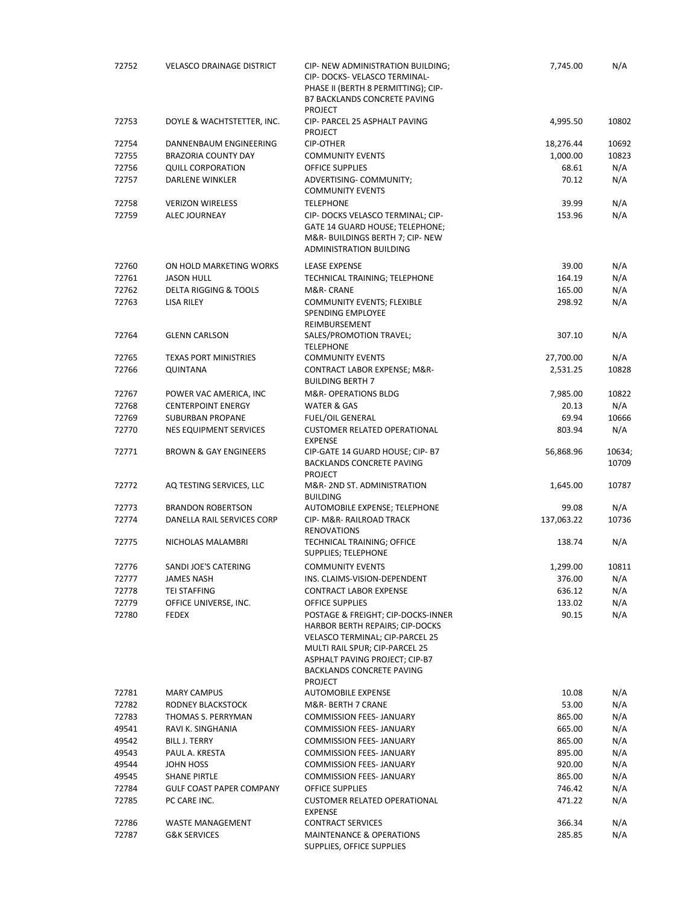| | | | | |
|---|---|---|---|---|
| 72752 | VELASCO DRAINAGE DISTRICT | CIP- NEW ADMINISTRATION BUILDING; CIP- DOCKS- VELASCO TERMINAL-PHASE II (BERTH 8 PERMITTING); CIP-B7 BACKLANDS CONCRETE PAVING PROJECT | 7,745.00 | N/A |
| 72753 | DOYLE & WACHTSTETTER, INC. | CIP- PARCEL 25 ASPHALT PAVING PROJECT | 4,995.50 | 10802 |
| 72754 | DANNENBAUM ENGINEERING | CIP-OTHER | 18,276.44 | 10692 |
| 72755 | BRAZORIA COUNTY DAY | COMMUNITY EVENTS | 1,000.00 | 10823 |
| 72756 | QUILL CORPORATION | OFFICE SUPPLIES | 68.61 | N/A |
| 72757 | DARLENE WINKLER | ADVERTISING- COMMUNITY; COMMUNITY EVENTS | 70.12 | N/A |
| 72758 | VERIZON WIRELESS | TELEPHONE | 39.99 | N/A |
| 72759 | ALEC JOURNEAY | CIP- DOCKS VELASCO TERMINAL; CIP-GATE 14 GUARD HOUSE; TELEPHONE; M&R- BUILDINGS BERTH 7; CIP- NEW ADMINISTRATION BUILDING | 153.96 | N/A |
| 72760 | ON HOLD MARKETING WORKS | LEASE EXPENSE | 39.00 | N/A |
| 72761 | JASON HULL | TECHNICAL TRAINING; TELEPHONE | 164.19 | N/A |
| 72762 | DELTA RIGGING & TOOLS | M&R- CRANE | 165.00 | N/A |
| 72763 | LISA RILEY | COMMUNITY EVENTS; FLEXIBLE SPENDING EMPLOYEE REIMBURSEMENT | 298.92 | N/A |
| 72764 | GLENN CARLSON | SALES/PROMOTION TRAVEL; TELEPHONE | 307.10 | N/A |
| 72765 | TEXAS PORT MINISTRIES | COMMUNITY EVENTS | 27,700.00 | N/A |
| 72766 | QUINTANA | CONTRACT LABOR EXPENSE; M&R-BUILDING BERTH 7 | 2,531.25 | 10828 |
| 72767 | POWER VAC AMERICA, INC | M&R- OPERATIONS BLDG | 7,985.00 | 10822 |
| 72768 | CENTERPOINT ENERGY | WATER & GAS | 20.13 | N/A |
| 72769 | SUBURBAN PROPANE | FUEL/OIL GENERAL | 69.94 | 10666 |
| 72770 | NES EQUIPMENT SERVICES | CUSTOMER RELATED OPERATIONAL EXPENSE | 803.94 | N/A |
| 72771 | BROWN & GAY ENGINEERS | CIP-GATE 14 GUARD HOUSE; CIP- B7 BACKLANDS CONCRETE PAVING PROJECT | 56,868.96 | 10634; 10709 |
| 72772 | AQ TESTING SERVICES, LLC | M&R- 2ND ST. ADMINISTRATION BUILDING | 1,645.00 | 10787 |
| 72773 | BRANDON ROBERTSON | AUTOMOBILE EXPENSE; TELEPHONE | 99.08 | N/A |
| 72774 | DANELLA RAIL SERVICES CORP | CIP- M&R- RAILROAD TRACK RENOVATIONS | 137,063.22 | 10736 |
| 72775 | NICHOLAS MALAMBRI | TECHNICAL TRAINING; OFFICE SUPPLIES; TELEPHONE | 138.74 | N/A |
| 72776 | SANDI JOE'S CATERING | COMMUNITY EVENTS | 1,299.00 | 10811 |
| 72777 | JAMES NASH | INS. CLAIMS-VISION-DEPENDENT | 376.00 | N/A |
| 72778 | TEI STAFFING | CONTRACT LABOR EXPENSE | 636.12 | N/A |
| 72779 | OFFICE UNIVERSE, INC. | OFFICE SUPPLIES | 133.02 | N/A |
| 72780 | FEDEX | POSTAGE & FREIGHT; CIP-DOCKS-INNER HARBOR BERTH REPAIRS; CIP-DOCKS VELASCO TERMINAL; CIP-PARCEL 25 MULTI RAIL SPUR; CIP-PARCEL 25 ASPHALT PAVING PROJECT; CIP-B7 BACKLANDS CONCRETE PAVING PROJECT | 90.15 | N/A |
| 72781 | MARY CAMPUS | AUTOMOBILE EXPENSE | 10.08 | N/A |
| 72782 | RODNEY BLACKSTOCK | M&R- BERTH 7 CRANE | 53.00 | N/A |
| 72783 | THOMAS S. PERRYMAN | COMMISSION FEES- JANUARY | 865.00 | N/A |
| 49541 | RAVI K. SINGHANIA | COMMISSION FEES- JANUARY | 665.00 | N/A |
| 49542 | BILL J. TERRY | COMMISSION FEES- JANUARY | 865.00 | N/A |
| 49543 | PAUL A. KRESTA | COMMISSION FEES- JANUARY | 895.00 | N/A |
| 49544 | JOHN HOSS | COMMISSION FEES- JANUARY | 920.00 | N/A |
| 49545 | SHANE PIRTLE | COMMISSION FEES- JANUARY | 865.00 | N/A |
| 72784 | GULF COAST PAPER COMPANY | OFFICE SUPPLIES | 746.42 | N/A |
| 72785 | PC CARE INC. | CUSTOMER RELATED OPERATIONAL EXPENSE | 471.22 | N/A |
| 72786 | WASTE MANAGEMENT | CONTRACT SERVICES | 366.34 | N/A |
| 72787 | G&K SERVICES | MAINTENANCE & OPERATIONS SUPPLIES, OFFICE SUPPLIES | 285.85 | N/A |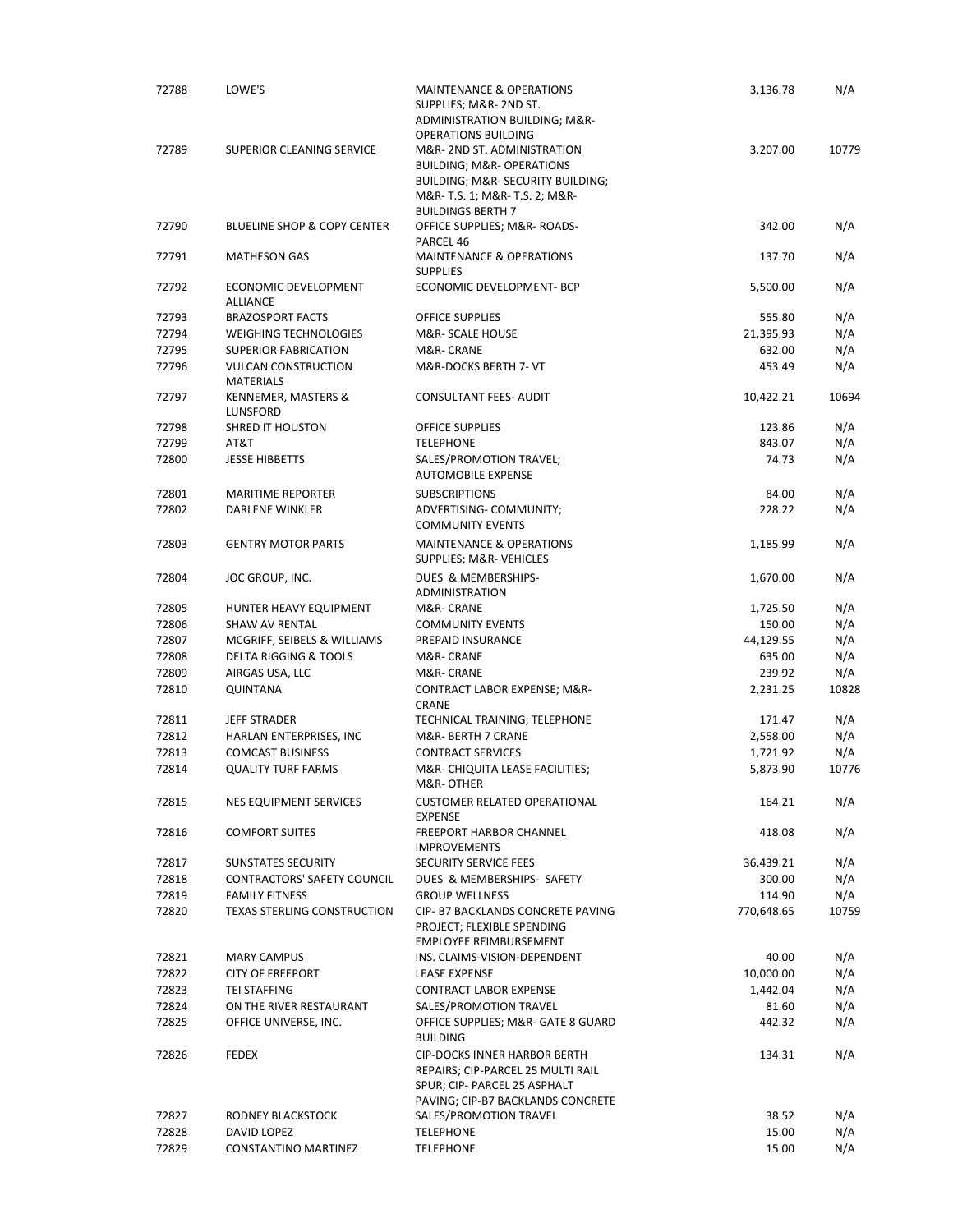| | | | | |
|---|---|---|---|---|
| 72788 | LOWE'S | MAINTENANCE & OPERATIONS SUPPLIES; M&R- 2ND ST. ADMINISTRATION BUILDING; M&R-OPERATIONS BUILDING | 3,136.78 | N/A |
| 72789 | SUPERIOR CLEANING SERVICE | M&R- 2ND ST. ADMINISTRATION BUILDING; M&R- OPERATIONS BUILDING; M&R- SECURITY BUILDING; M&R- T.S. 1; M&R- T.S. 2; M&R-BUILDINGS BERTH 7 | 3,207.00 | 10779 |
| 72790 | BLUELINE SHOP & COPY CENTER | OFFICE SUPPLIES; M&R- ROADS-PARCEL 46 | 342.00 | N/A |
| 72791 | MATHESON GAS | MAINTENANCE & OPERATIONS SUPPLIES | 137.70 | N/A |
| 72792 | ECONOMIC DEVELOPMENT ALLIANCE | ECONOMIC DEVELOPMENT- BCP | 5,500.00 | N/A |
| 72793 | BRAZOSPORT FACTS | OFFICE SUPPLIES | 555.80 | N/A |
| 72794 | WEIGHING TECHNOLOGIES | M&R- SCALE HOUSE | 21,395.93 | N/A |
| 72795 | SUPERIOR FABRICATION | M&R- CRANE | 632.00 | N/A |
| 72796 | VULCAN CONSTRUCTION MATERIALS | M&R-DOCKS BERTH 7- VT | 453.49 | N/A |
| 72797 | KENNEMER, MASTERS & LUNSFORD | CONSULTANT FEES- AUDIT | 10,422.21 | 10694 |
| 72798 | SHRED IT HOUSTON | OFFICE SUPPLIES | 123.86 | N/A |
| 72799 | AT&T | TELEPHONE | 843.07 | N/A |
| 72800 | JESSE HIBBETTS | SALES/PROMOTION TRAVEL; AUTOMOBILE EXPENSE | 74.73 | N/A |
| 72801 | MARITIME REPORTER | SUBSCRIPTIONS | 84.00 | N/A |
| 72802 | DARLENE WINKLER | ADVERTISING- COMMUNITY; COMMUNITY EVENTS | 228.22 | N/A |
| 72803 | GENTRY MOTOR PARTS | MAINTENANCE & OPERATIONS SUPPLIES; M&R- VEHICLES | 1,185.99 | N/A |
| 72804 | JOC GROUP, INC. | DUES & MEMBERSHIPS- ADMINISTRATION | 1,670.00 | N/A |
| 72805 | HUNTER HEAVY EQUIPMENT | M&R- CRANE | 1,725.50 | N/A |
| 72806 | SHAW AV RENTAL | COMMUNITY EVENTS | 150.00 | N/A |
| 72807 | MCGRIFF, SEIBELS & WILLIAMS | PREPAID INSURANCE | 44,129.55 | N/A |
| 72808 | DELTA RIGGING & TOOLS | M&R- CRANE | 635.00 | N/A |
| 72809 | AIRGAS USA, LLC | M&R- CRANE | 239.92 | N/A |
| 72810 | QUINTANA | CONTRACT LABOR EXPENSE; M&R-CRANE | 2,231.25 | 10828 |
| 72811 | JEFF STRADER | TECHNICAL TRAINING; TELEPHONE | 171.47 | N/A |
| 72812 | HARLAN ENTERPRISES, INC | M&R- BERTH 7 CRANE | 2,558.00 | N/A |
| 72813 | COMCAST BUSINESS | CONTRACT SERVICES | 1,721.92 | N/A |
| 72814 | QUALITY TURF FARMS | M&R- CHIQUITA LEASE FACILITIES; M&R- OTHER | 5,873.90 | 10776 |
| 72815 | NES EQUIPMENT SERVICES | CUSTOMER RELATED OPERATIONAL EXPENSE | 164.21 | N/A |
| 72816 | COMFORT SUITES | FREEPORT HARBOR CHANNEL IMPROVEMENTS | 418.08 | N/A |
| 72817 | SUNSTATES SECURITY | SECURITY SERVICE FEES | 36,439.21 | N/A |
| 72818 | CONTRACTORS' SAFETY COUNCIL | DUES & MEMBERSHIPS- SAFETY | 300.00 | N/A |
| 72819 | FAMILY FITNESS | GROUP WELLNESS | 114.90 | N/A |
| 72820 | TEXAS STERLING CONSTRUCTION | CIP- B7 BACKLANDS CONCRETE PAVING PROJECT; FLEXIBLE SPENDING EMPLOYEE REIMBURSEMENT | 770,648.65 | 10759 |
| 72821 | MARY CAMPUS | INS. CLAIMS-VISION-DEPENDENT | 40.00 | N/A |
| 72822 | CITY OF FREEPORT | LEASE EXPENSE | 10,000.00 | N/A |
| 72823 | TEI STAFFING | CONTRACT LABOR EXPENSE | 1,442.04 | N/A |
| 72824 | ON THE RIVER RESTAURANT | SALES/PROMOTION TRAVEL | 81.60 | N/A |
| 72825 | OFFICE UNIVERSE, INC. | OFFICE SUPPLIES; M&R- GATE 8 GUARD BUILDING | 442.32 | N/A |
| 72826 | FEDEX | CIP-DOCKS INNER HARBOR BERTH REPAIRS; CIP-PARCEL 25 MULTI RAIL SPUR; CIP- PARCEL 25 ASPHALT PAVING; CIP-B7 BACKLANDS CONCRETE | 134.31 | N/A |
| 72827 | RODNEY BLACKSTOCK | SALES/PROMOTION TRAVEL | 38.52 | N/A |
| 72828 | DAVID LOPEZ | TELEPHONE | 15.00 | N/A |
| 72829 | CONSTANTINO MARTINEZ | TELEPHONE | 15.00 | N/A |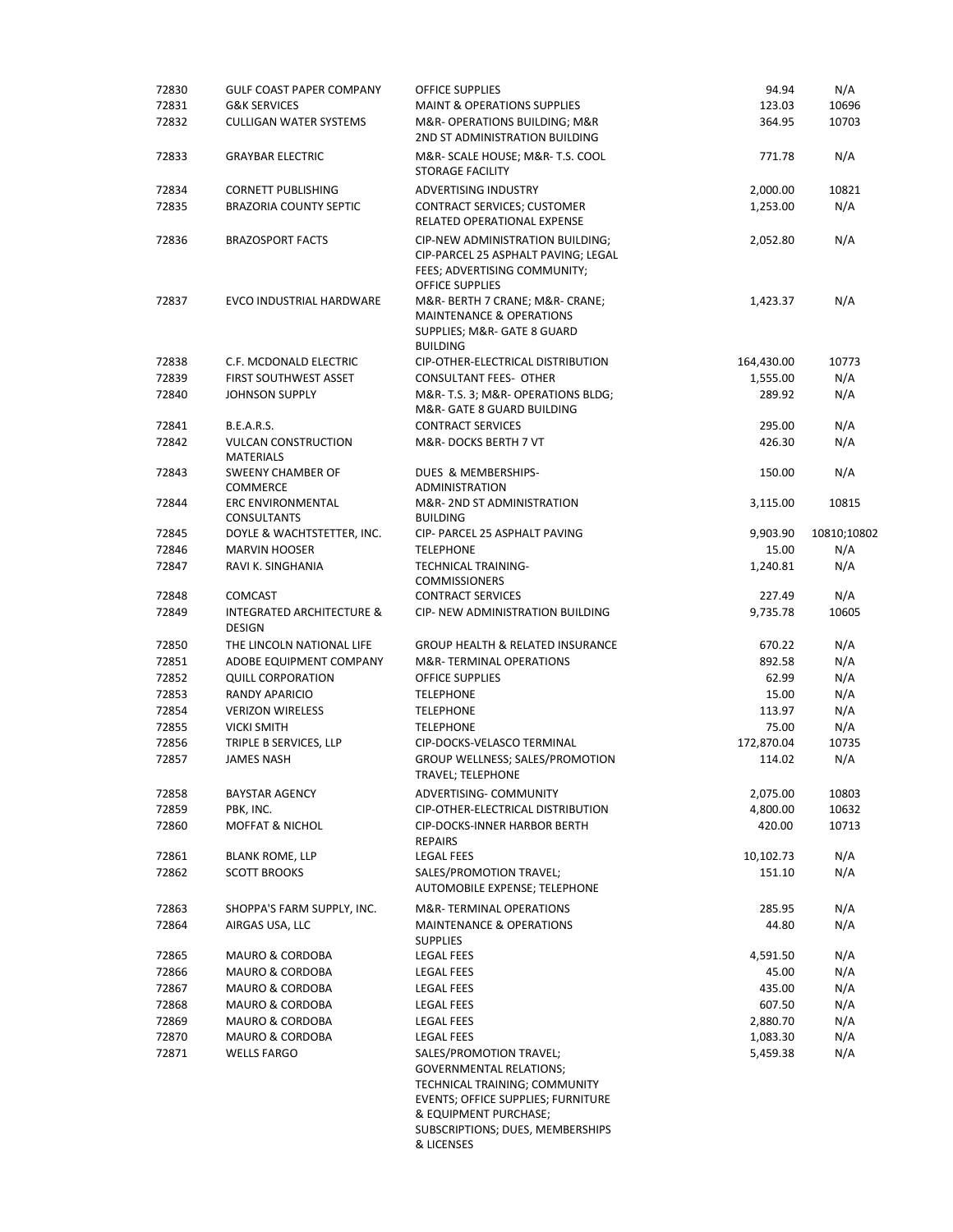| | | | | |
|---|---|---|---|---|
| 72830 | GULF COAST PAPER COMPANY | OFFICE SUPPLIES | 94.94 | N/A |
| 72831 | G&K SERVICES | MAINT & OPERATIONS SUPPLIES | 123.03 | 10696 |
| 72832 | CULLIGAN WATER SYSTEMS | M&R- OPERATIONS BUILDING; M&R 2ND ST ADMINISTRATION BUILDING | 364.95 | 10703 |
| 72833 | GRAYBAR ELECTRIC | M&R- SCALE HOUSE; M&R- T.S. COOL STORAGE FACILITY | 771.78 | N/A |
| 72834 | CORNETT PUBLISHING | ADVERTISING INDUSTRY | 2,000.00 | 10821 |
| 72835 | BRAZORIA COUNTY SEPTIC | CONTRACT SERVICES; CUSTOMER RELATED OPERATIONAL EXPENSE | 1,253.00 | N/A |
| 72836 | BRAZOSPORT FACTS | CIP-NEW ADMINISTRATION BUILDING; CIP-PARCEL 25 ASPHALT PAVING; LEGAL FEES; ADVERTISING COMMUNITY; OFFICE SUPPLIES | 2,052.80 | N/A |
| 72837 | EVCO INDUSTRIAL HARDWARE | M&R- BERTH 7 CRANE; M&R- CRANE; MAINTENANCE & OPERATIONS SUPPLIES; M&R- GATE 8 GUARD BUILDING | 1,423.37 | N/A |
| 72838 | C.F. MCDONALD ELECTRIC | CIP-OTHER-ELECTRICAL DISTRIBUTION | 164,430.00 | 10773 |
| 72839 | FIRST SOUTHWEST ASSET | CONSULTANT FEES- OTHER | 1,555.00 | N/A |
| 72840 | JOHNSON SUPPLY | M&R- T.S. 3; M&R- OPERATIONS BLDG; M&R- GATE 8 GUARD BUILDING | 289.92 | N/A |
| 72841 | B.E.A.R.S. | CONTRACT SERVICES | 295.00 | N/A |
| 72842 | VULCAN CONSTRUCTION MATERIALS | M&R- DOCKS BERTH 7 VT | 426.30 | N/A |
| 72843 | SWEENY CHAMBER OF COMMERCE | DUES & MEMBERSHIPS- ADMINISTRATION | 150.00 | N/A |
| 72844 | ERC ENVIRONMENTAL CONSULTANTS | M&R- 2ND ST ADMINISTRATION BUILDING | 3,115.00 | 10815 |
| 72845 | DOYLE & WACHTSTETTER, INC. | CIP- PARCEL 25 ASPHALT PAVING | 9,903.90 | 10810;10802 |
| 72846 | MARVIN HOOSER | TELEPHONE | 15.00 | N/A |
| 72847 | RAVI K. SINGHANIA | TECHNICAL TRAINING- COMMISSIONERS | 1,240.81 | N/A |
| 72848 | COMCAST | CONTRACT SERVICES | 227.49 | N/A |
| 72849 | INTEGRATED ARCHITECTURE & DESIGN | CIP- NEW ADMINISTRATION BUILDING | 9,735.78 | 10605 |
| 72850 | THE LINCOLN NATIONAL LIFE | GROUP HEALTH & RELATED INSURANCE | 670.22 | N/A |
| 72851 | ADOBE EQUIPMENT COMPANY | M&R- TERMINAL OPERATIONS | 892.58 | N/A |
| 72852 | QUILL CORPORATION | OFFICE SUPPLIES | 62.99 | N/A |
| 72853 | RANDY APARICIO | TELEPHONE | 15.00 | N/A |
| 72854 | VERIZON WIRELESS | TELEPHONE | 113.97 | N/A |
| 72855 | VICKI SMITH | TELEPHONE | 75.00 | N/A |
| 72856 | TRIPLE B SERVICES, LLP | CIP-DOCKS-VELASCO TERMINAL | 172,870.04 | 10735 |
| 72857 | JAMES NASH | GROUP WELLNESS; SALES/PROMOTION TRAVEL; TELEPHONE | 114.02 | N/A |
| 72858 | BAYSTAR AGENCY | ADVERTISING- COMMUNITY | 2,075.00 | 10803 |
| 72859 | PBK, INC. | CIP-OTHER-ELECTRICAL DISTRIBUTION | 4,800.00 | 10632 |
| 72860 | MOFFAT & NICHOL | CIP-DOCKS-INNER HARBOR BERTH REPAIRS | 420.00 | 10713 |
| 72861 | BLANK ROME, LLP | LEGAL FEES | 10,102.73 | N/A |
| 72862 | SCOTT BROOKS | SALES/PROMOTION TRAVEL; AUTOMOBILE EXPENSE; TELEPHONE | 151.10 | N/A |
| 72863 | SHOPPA'S FARM SUPPLY, INC. | M&R- TERMINAL OPERATIONS | 285.95 | N/A |
| 72864 | AIRGAS USA, LLC | MAINTENANCE & OPERATIONS SUPPLIES | 44.80 | N/A |
| 72865 | MAURO & CORDOBA | LEGAL FEES | 4,591.50 | N/A |
| 72866 | MAURO & CORDOBA | LEGAL FEES | 45.00 | N/A |
| 72867 | MAURO & CORDOBA | LEGAL FEES | 435.00 | N/A |
| 72868 | MAURO & CORDOBA | LEGAL FEES | 607.50 | N/A |
| 72869 | MAURO & CORDOBA | LEGAL FEES | 2,880.70 | N/A |
| 72870 | MAURO & CORDOBA | LEGAL FEES | 1,083.30 | N/A |
| 72871 | WELLS FARGO | SALES/PROMOTION TRAVEL; GOVERNMENTAL RELATIONS; TECHNICAL TRAINING; COMMUNITY EVENTS; OFFICE SUPPLIES; FURNITURE & EQUIPMENT PURCHASE; SUBSCRIPTIONS; DUES, MEMBERSHIPS & LICENSES | 5,459.38 | N/A |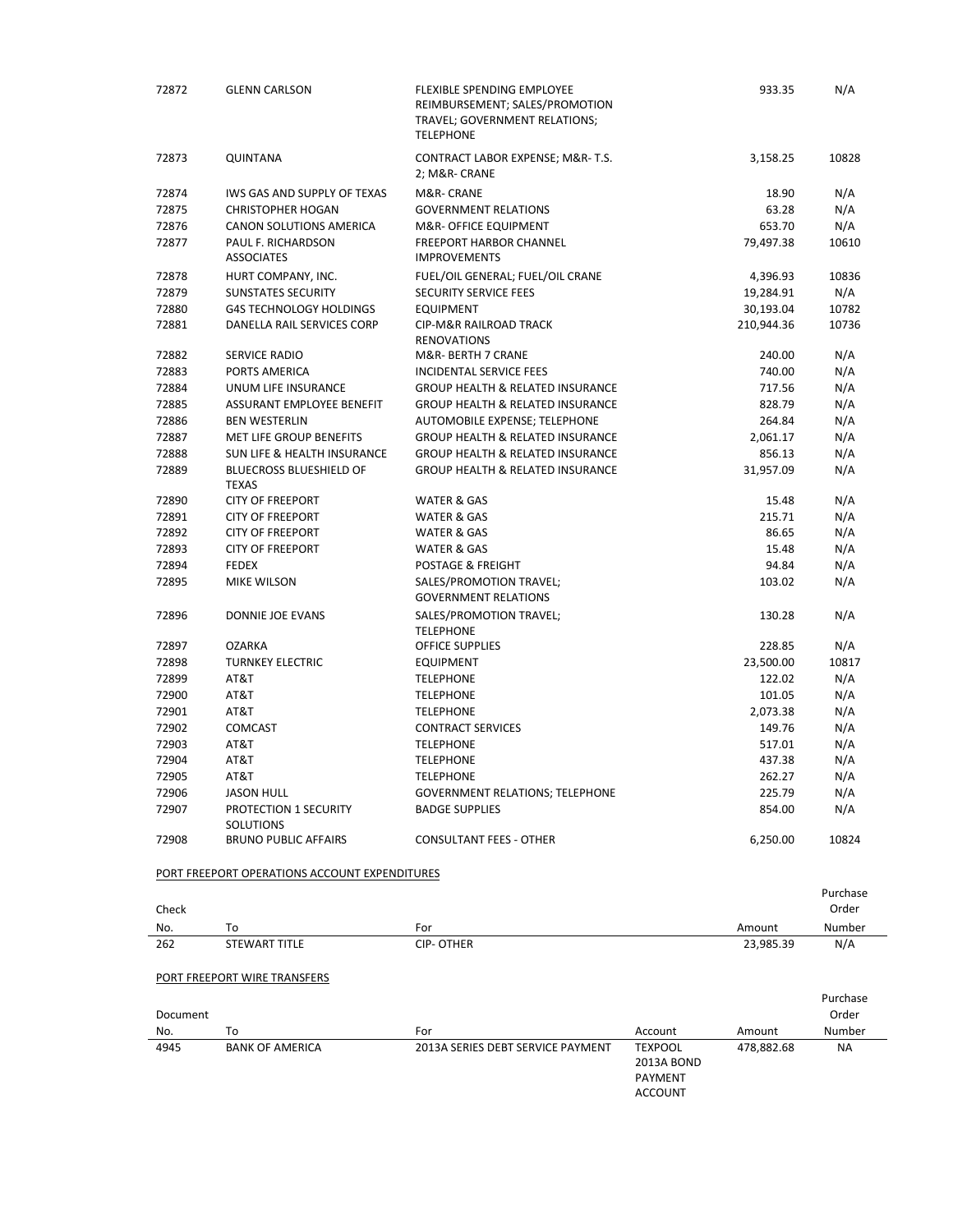| | | | | |
|---|---|---|---|---|
| 72872 | GLENN CARLSON | FLEXIBLE SPENDING EMPLOYEE REIMBURSEMENT; SALES/PROMOTION TRAVEL; GOVERNMENT RELATIONS; TELEPHONE | 933.35 | N/A |
| 72873 | QUINTANA | CONTRACT LABOR EXPENSE; M&R- T.S. 2; M&R- CRANE | 3,158.25 | 10828 |
| 72874 | IWS GAS AND SUPPLY OF TEXAS | M&R- CRANE | 18.90 | N/A |
| 72875 | CHRISTOPHER HOGAN | GOVERNMENT RELATIONS | 63.28 | N/A |
| 72876 | CANON SOLUTIONS AMERICA | M&R- OFFICE EQUIPMENT | 653.70 | N/A |
| 72877 | PAUL F. RICHARDSON ASSOCIATES | FREEPORT HARBOR CHANNEL IMPROVEMENTS | 79,497.38 | 10610 |
| 72878 | HURT COMPANY, INC. | FUEL/OIL GENERAL; FUEL/OIL CRANE | 4,396.93 | 10836 |
| 72879 | SUNSTATES SECURITY | SECURITY SERVICE FEES | 19,284.91 | N/A |
| 72880 | G4S TECHNOLOGY HOLDINGS | EQUIPMENT | 30,193.04 | 10782 |
| 72881 | DANELLA RAIL SERVICES CORP | CIP-M&R RAILROAD TRACK RENOVATIONS | 210,944.36 | 10736 |
| 72882 | SERVICE RADIO | M&R- BERTH 7 CRANE | 240.00 | N/A |
| 72883 | PORTS AMERICA | INCIDENTAL SERVICE FEES | 740.00 | N/A |
| 72884 | UNUM LIFE INSURANCE | GROUP HEALTH & RELATED INSURANCE | 717.56 | N/A |
| 72885 | ASSURANT EMPLOYEE BENEFIT | GROUP HEALTH & RELATED INSURANCE | 828.79 | N/A |
| 72886 | BEN WESTERLIN | AUTOMOBILE EXPENSE; TELEPHONE | 264.84 | N/A |
| 72887 | MET LIFE GROUP BENEFITS | GROUP HEALTH & RELATED INSURANCE | 2,061.17 | N/A |
| 72888 | SUN LIFE & HEALTH INSURANCE | GROUP HEALTH & RELATED INSURANCE | 856.13 | N/A |
| 72889 | BLUECROSS BLUESHIELD OF TEXAS | GROUP HEALTH & RELATED INSURANCE | 31,957.09 | N/A |
| 72890 | CITY OF FREEPORT | WATER & GAS | 15.48 | N/A |
| 72891 | CITY OF FREEPORT | WATER & GAS | 215.71 | N/A |
| 72892 | CITY OF FREEPORT | WATER & GAS | 86.65 | N/A |
| 72893 | CITY OF FREEPORT | WATER & GAS | 15.48 | N/A |
| 72894 | FEDEX | POSTAGE & FREIGHT | 94.84 | N/A |
| 72895 | MIKE WILSON | SALES/PROMOTION TRAVEL; GOVERNMENT RELATIONS | 103.02 | N/A |
| 72896 | DONNIE JOE EVANS | SALES/PROMOTION TRAVEL; TELEPHONE | 130.28 | N/A |
| 72897 | OZARKA | OFFICE SUPPLIES | 228.85 | N/A |
| 72898 | TURNKEY ELECTRIC | EQUIPMENT | 23,500.00 | 10817 |
| 72899 | AT&T | TELEPHONE | 122.02 | N/A |
| 72900 | AT&T | TELEPHONE | 101.05 | N/A |
| 72901 | AT&T | TELEPHONE | 2,073.38 | N/A |
| 72902 | COMCAST | CONTRACT SERVICES | 149.76 | N/A |
| 72903 | AT&T | TELEPHONE | 517.01 | N/A |
| 72904 | AT&T | TELEPHONE | 437.38 | N/A |
| 72905 | AT&T | TELEPHONE | 262.27 | N/A |
| 72906 | JASON HULL | GOVERNMENT RELATIONS; TELEPHONE | 225.79 | N/A |
| 72907 | PROTECTION 1 SECURITY SOLUTIONS | BADGE SUPPLIES | 854.00 | N/A |
| 72908 | BRUNO PUBLIC AFFAIRS | CONSULTANT FEES - OTHER | 6,250.00 | 10824 |

PORT FREEPORT OPERATIONS ACCOUNT EXPENDITURES

| Check No. | To | For | Amount | Purchase Order Number |
|---|---|---|---|---|
| 262 | STEWART TITLE | CIP- OTHER | 23,985.39 | N/A |

PORT FREEPORT WIRE TRANSFERS

| Document No. | To | For | Account | Amount | Purchase Order Number |
|---|---|---|---|---|---|
| 4945 | BANK OF AMERICA | 2013A SERIES DEBT SERVICE PAYMENT | TEXPOOL 2013A BOND PAYMENT ACCOUNT | 478,882.68 | NA |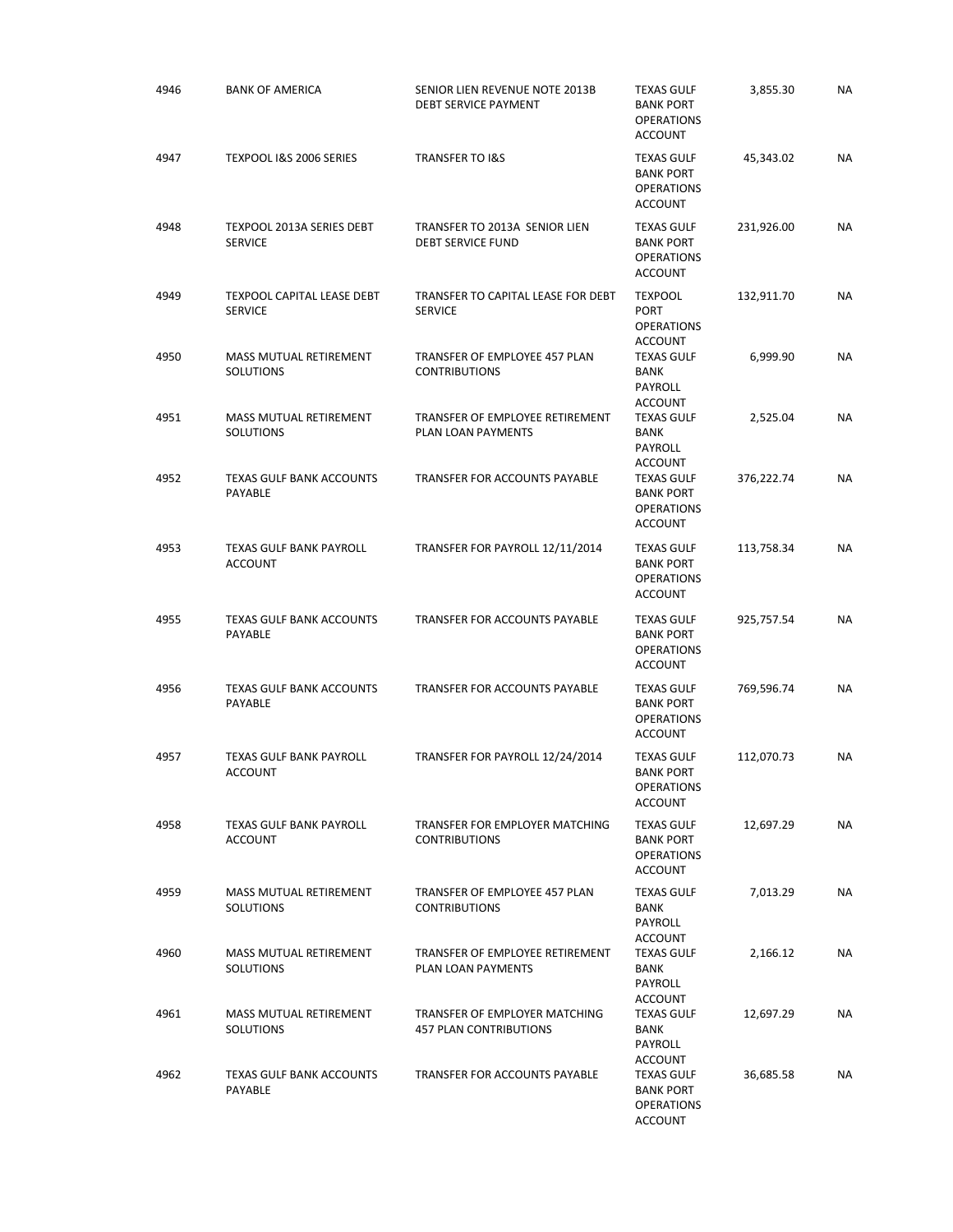| | | | | | |
|---|---|---|---|---|---|
| 4946 | BANK OF AMERICA | SENIOR LIEN REVENUE NOTE 2013B DEBT SERVICE PAYMENT | TEXAS GULF BANK PORT OPERATIONS ACCOUNT | 3,855.30 | NA |
| 4947 | TEXPOOL I&S 2006 SERIES | TRANSFER TO I&S | TEXAS GULF BANK PORT OPERATIONS ACCOUNT | 45,343.02 | NA |
| 4948 | TEXPOOL 2013A SERIES DEBT SERVICE | TRANSFER TO 2013A SENIOR LIEN DEBT SERVICE FUND | TEXAS GULF BANK PORT OPERATIONS ACCOUNT | 231,926.00 | NA |
| 4949 | TEXPOOL CAPITAL LEASE DEBT SERVICE | TRANSFER TO CAPITAL LEASE FOR DEBT SERVICE | TEXPOOL PORT OPERATIONS ACCOUNT | 132,911.70 | NA |
| 4950 | MASS MUTUAL RETIREMENT SOLUTIONS | TRANSFER OF EMPLOYEE 457 PLAN CONTRIBUTIONS | TEXAS GULF BANK PAYROLL ACCOUNT | 6,999.90 | NA |
| 4951 | MASS MUTUAL RETIREMENT SOLUTIONS | TRANSFER OF EMPLOYEE RETIREMENT PLAN LOAN PAYMENTS | TEXAS GULF BANK PAYROLL ACCOUNT | 2,525.04 | NA |
| 4952 | TEXAS GULF BANK ACCOUNTS PAYABLE | TRANSFER FOR ACCOUNTS PAYABLE | TEXAS GULF BANK PORT OPERATIONS ACCOUNT | 376,222.74 | NA |
| 4953 | TEXAS GULF BANK PAYROLL ACCOUNT | TRANSFER FOR PAYROLL 12/11/2014 | TEXAS GULF BANK PORT OPERATIONS ACCOUNT | 113,758.34 | NA |
| 4955 | TEXAS GULF BANK ACCOUNTS PAYABLE | TRANSFER FOR ACCOUNTS PAYABLE | TEXAS GULF BANK PORT OPERATIONS ACCOUNT | 925,757.54 | NA |
| 4956 | TEXAS GULF BANK ACCOUNTS PAYABLE | TRANSFER FOR ACCOUNTS PAYABLE | TEXAS GULF BANK PORT OPERATIONS ACCOUNT | 769,596.74 | NA |
| 4957 | TEXAS GULF BANK PAYROLL ACCOUNT | TRANSFER FOR PAYROLL 12/24/2014 | TEXAS GULF BANK PORT OPERATIONS ACCOUNT | 112,070.73 | NA |
| 4958 | TEXAS GULF BANK PAYROLL ACCOUNT | TRANSFER FOR EMPLOYER MATCHING CONTRIBUTIONS | TEXAS GULF BANK PORT OPERATIONS ACCOUNT | 12,697.29 | NA |
| 4959 | MASS MUTUAL RETIREMENT SOLUTIONS | TRANSFER OF EMPLOYEE 457 PLAN CONTRIBUTIONS | TEXAS GULF BANK PAYROLL ACCOUNT | 7,013.29 | NA |
| 4960 | MASS MUTUAL RETIREMENT SOLUTIONS | TRANSFER OF EMPLOYEE RETIREMENT PLAN LOAN PAYMENTS | TEXAS GULF BANK PAYROLL ACCOUNT | 2,166.12 | NA |
| 4961 | MASS MUTUAL RETIREMENT SOLUTIONS | TRANSFER OF EMPLOYER MATCHING 457 PLAN CONTRIBUTIONS | TEXAS GULF BANK PAYROLL ACCOUNT | 12,697.29 | NA |
| 4962 | TEXAS GULF BANK ACCOUNTS PAYABLE | TRANSFER FOR ACCOUNTS PAYABLE | TEXAS GULF BANK PORT OPERATIONS ACCOUNT | 36,685.58 | NA |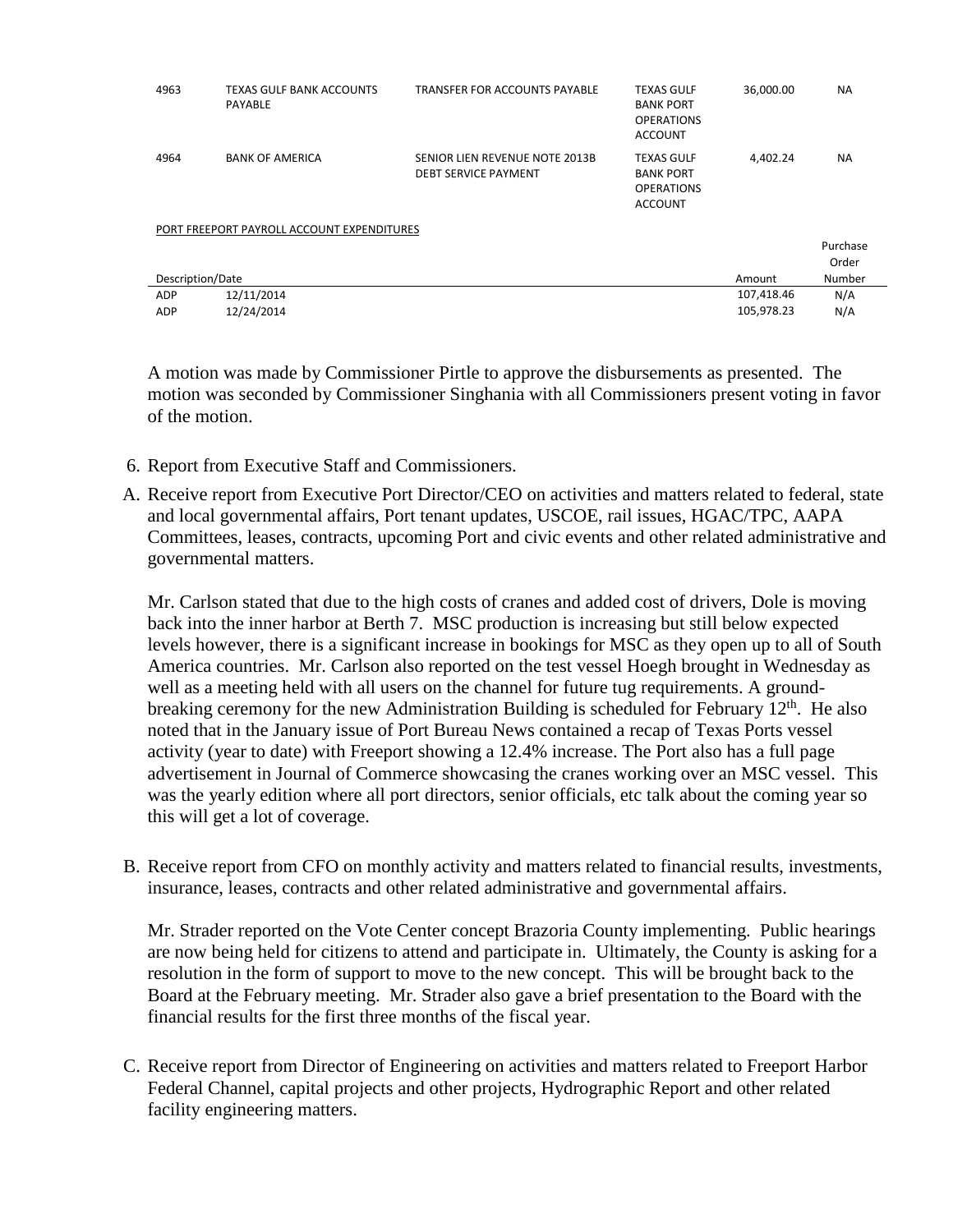| | | | | | |
|---|---|---|---|---|---|
| 4963 | TEXAS GULF BANK ACCOUNTS PAYABLE | TRANSFER FOR ACCOUNTS PAYABLE | TEXAS GULF BANK PORT OPERATIONS ACCOUNT | 36,000.00 | NA |
| 4964 | BANK OF AMERICA | SENIOR LIEN REVENUE NOTE 2013B DEBT SERVICE PAYMENT | TEXAS GULF BANK PORT OPERATIONS ACCOUNT | 4,402.24 | NA |

PORT FREEPORT PAYROLL ACCOUNT EXPENDITURES

| Description/Date | | Amount | Purchase Order Number |
|---|---|---|---|
| ADP | 12/11/2014 | 107,418.46 | N/A |
| ADP | 12/24/2014 | 105,978.23 | N/A |

A motion was made by Commissioner Pirtle to approve the disbursements as presented. The motion was seconded by Commissioner Singhania with all Commissioners present voting in favor of the motion.

6. Report from Executive Staff and Commissioners.

A. Receive report from Executive Port Director/CEO on activities and matters related to federal, state and local governmental affairs, Port tenant updates, USCOE, rail issues, HGAC/TPC, AAPA Committees, leases, contracts, upcoming Port and civic events and other related administrative and governmental matters.

Mr. Carlson stated that due to the high costs of cranes and added cost of drivers, Dole is moving back into the inner harbor at Berth 7. MSC production is increasing but still below expected levels however, there is a significant increase in bookings for MSC as they open up to all of South America countries. Mr. Carlson also reported on the test vessel Hoegh brought in Wednesday as well as a meeting held with all users on the channel for future tug requirements. A ground-breaking ceremony for the new Administration Building is scheduled for February 12th. He also noted that in the January issue of Port Bureau News contained a recap of Texas Ports vessel activity (year to date) with Freeport showing a 12.4% increase. The Port also has a full page advertisement in Journal of Commerce showcasing the cranes working over an MSC vessel. This was the yearly edition where all port directors, senior officials, etc talk about the coming year so this will get a lot of coverage.

B. Receive report from CFO on monthly activity and matters related to financial results, investments, insurance, leases, contracts and other related administrative and governmental affairs.

Mr. Strader reported on the Vote Center concept Brazoria County implementing. Public hearings are now being held for citizens to attend and participate in. Ultimately, the County is asking for a resolution in the form of support to move to the new concept. This will be brought back to the Board at the February meeting. Mr. Strader also gave a brief presentation to the Board with the financial results for the first three months of the fiscal year.

C. Receive report from Director of Engineering on activities and matters related to Freeport Harbor Federal Channel, capital projects and other projects, Hydrographic Report and other related facility engineering matters.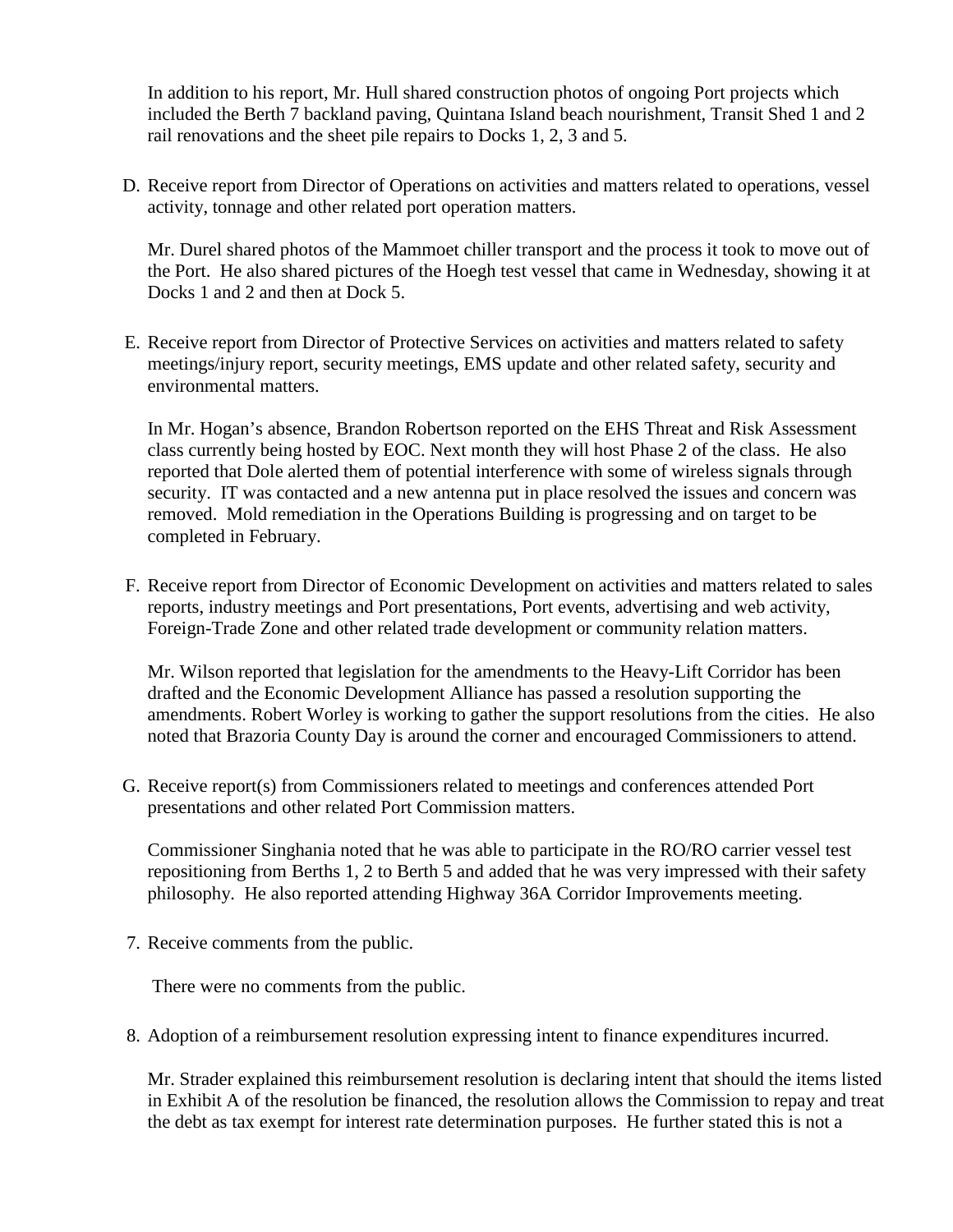In addition to his report, Mr. Hull shared construction photos of ongoing Port projects which included the Berth 7 backland paving, Quintana Island beach nourishment, Transit Shed 1 and 2 rail renovations and the sheet pile repairs to Docks 1, 2, 3 and 5.

D. Receive report from Director of Operations on activities and matters related to operations, vessel activity, tonnage and other related port operation matters.

   Mr. Durel shared photos of the Mammoet chiller transport and the process it took to move out of the Port. He also shared pictures of the Hoegh test vessel that came in Wednesday, showing it at Docks 1 and 2 and then at Dock 5.

E. Receive report from Director of Protective Services on activities and matters related to safety meetings/injury report, security meetings, EMS update and other related safety, security and environmental matters.

   In Mr. Hogan's absence, Brandon Robertson reported on the EHS Threat and Risk Assessment class currently being hosted by EOC. Next month they will host Phase 2 of the class. He also reported that Dole alerted them of potential interference with some of wireless signals through security. IT was contacted and a new antenna put in place resolved the issues and concern was removed. Mold remediation in the Operations Building is progressing and on target to be completed in February.

F. Receive report from Director of Economic Development on activities and matters related to sales reports, industry meetings and Port presentations, Port events, advertising and web activity, Foreign-Trade Zone and other related trade development or community relation matters.

   Mr. Wilson reported that legislation for the amendments to the Heavy-Lift Corridor has been drafted and the Economic Development Alliance has passed a resolution supporting the amendments. Robert Worley is working to gather the support resolutions from the cities. He also noted that Brazoria County Day is around the corner and encouraged Commissioners to attend.

G. Receive report(s) from Commissioners related to meetings and conferences attended Port presentations and other related Port Commission matters.

   Commissioner Singhania noted that he was able to participate in the RO/RO carrier vessel test repositioning from Berths 1, 2 to Berth 5 and added that he was very impressed with their safety philosophy. He also reported attending Highway 36A Corridor Improvements meeting.

7. Receive comments from the public.

   There were no comments from the public.

8. Adoption of a reimbursement resolution expressing intent to finance expenditures incurred.

   Mr. Strader explained this reimbursement resolution is declaring intent that should the items listed in Exhibit A of the resolution be financed, the resolution allows the Commission to repay and treat the debt as tax exempt for interest rate determination purposes. He further stated this is not a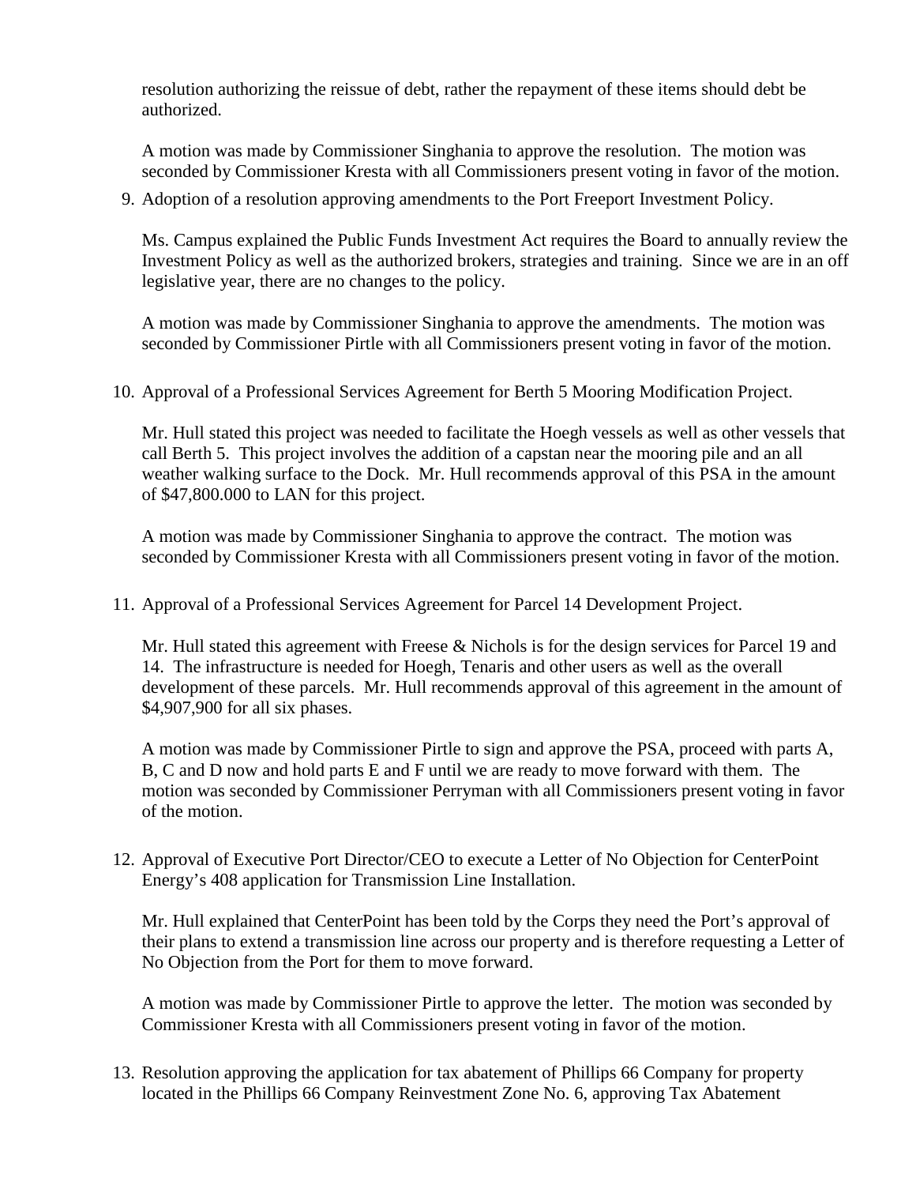resolution authorizing the reissue of debt, rather the repayment of these items should debt be authorized.

A motion was made by Commissioner Singhania to approve the resolution. The motion was seconded by Commissioner Kresta with all Commissioners present voting in favor of the motion.

9. Adoption of a resolution approving amendments to the Port Freeport Investment Policy.

   Ms. Campus explained the Public Funds Investment Act requires the Board to annually review the Investment Policy as well as the authorized brokers, strategies and training. Since we are in an off legislative year, there are no changes to the policy.

   A motion was made by Commissioner Singhania to approve the amendments. The motion was seconded by Commissioner Pirtle with all Commissioners present voting in favor of the motion.

10. Approval of a Professional Services Agreement for Berth 5 Mooring Modification Project.

    Mr. Hull stated this project was needed to facilitate the Hoegh vessels as well as other vessels that call Berth 5. This project involves the addition of a capstan near the mooring pile and an all weather walking surface to the Dock. Mr. Hull recommends approval of this PSA in the amount of $47,800.000 to LAN for this project.

    A motion was made by Commissioner Singhania to approve the contract. The motion was seconded by Commissioner Kresta with all Commissioners present voting in favor of the motion.

11. Approval of a Professional Services Agreement for Parcel 14 Development Project.

    Mr. Hull stated this agreement with Freese & Nichols is for the design services for Parcel 19 and 14. The infrastructure is needed for Hoegh, Tenaris and other users as well as the overall development of these parcels. Mr. Hull recommends approval of this agreement in the amount of $4,907,900 for all six phases.

    A motion was made by Commissioner Pirtle to sign and approve the PSA, proceed with parts A, B, C and D now and hold parts E and F until we are ready to move forward with them. The motion was seconded by Commissioner Perryman with all Commissioners present voting in favor of the motion.

12. Approval of Executive Port Director/CEO to execute a Letter of No Objection for CenterPoint Energy's 408 application for Transmission Line Installation.

    Mr. Hull explained that CenterPoint has been told by the Corps they need the Port's approval of their plans to extend a transmission line across our property and is therefore requesting a Letter of No Objection from the Port for them to move forward.

    A motion was made by Commissioner Pirtle to approve the letter. The motion was seconded by Commissioner Kresta with all Commissioners present voting in favor of the motion.

13. Resolution approving the application for tax abatement of Phillips 66 Company for property located in the Phillips 66 Company Reinvestment Zone No. 6, approving Tax Abatement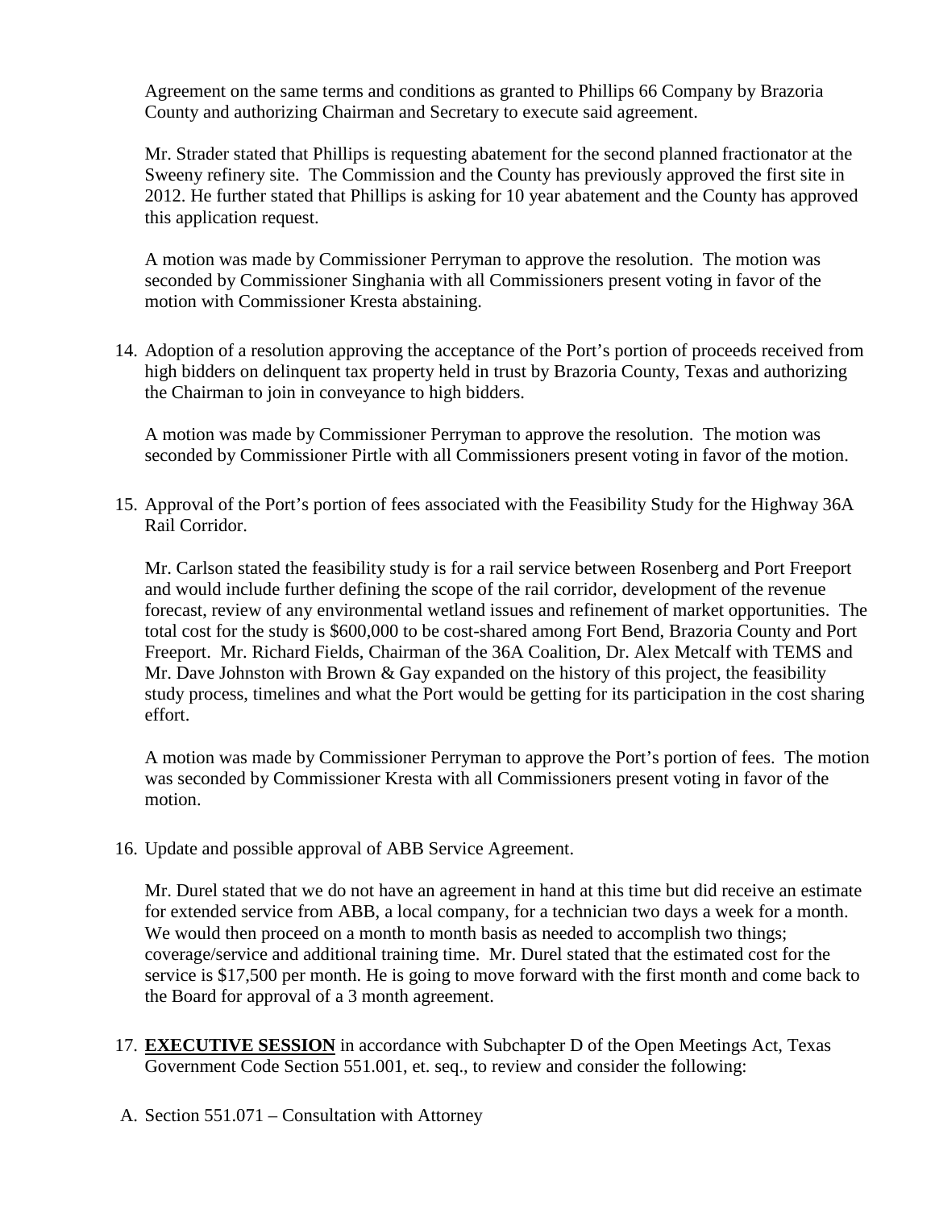Agreement on the same terms and conditions as granted to Phillips 66 Company by Brazoria County and authorizing Chairman and Secretary to execute said agreement.

Mr. Strader stated that Phillips is requesting abatement for the second planned fractionator at the Sweeny refinery site. The Commission and the County has previously approved the first site in 2012. He further stated that Phillips is asking for 10 year abatement and the County has approved this application request.

A motion was made by Commissioner Perryman to approve the resolution. The motion was seconded by Commissioner Singhania with all Commissioners present voting in favor of the motion with Commissioner Kresta abstaining.

14. Adoption of a resolution approving the acceptance of the Port's portion of proceeds received from high bidders on delinquent tax property held in trust by Brazoria County, Texas and authorizing the Chairman to join in conveyance to high bidders.

    A motion was made by Commissioner Perryman to approve the resolution. The motion was seconded by Commissioner Pirtle with all Commissioners present voting in favor of the motion.

15. Approval of the Port's portion of fees associated with the Feasibility Study for the Highway 36A Rail Corridor.

    Mr. Carlson stated the feasibility study is for a rail service between Rosenberg and Port Freeport and would include further defining the scope of the rail corridor, development of the revenue forecast, review of any environmental wetland issues and refinement of market opportunities. The total cost for the study is $600,000 to be cost-shared among Fort Bend, Brazoria County and Port Freeport. Mr. Richard Fields, Chairman of the 36A Coalition, Dr. Alex Metcalf with TEMS and Mr. Dave Johnston with Brown & Gay expanded on the history of this project, the feasibility study process, timelines and what the Port would be getting for its participation in the cost sharing effort.

    A motion was made by Commissioner Perryman to approve the Port's portion of fees. The motion was seconded by Commissioner Kresta with all Commissioners present voting in favor of the motion.

16. Update and possible approval of ABB Service Agreement.

    Mr. Durel stated that we do not have an agreement in hand at this time but did receive an estimate for extended service from ABB, a local company, for a technician two days a week for a month. We would then proceed on a month to month basis as needed to accomplish two things; coverage/service and additional training time. Mr. Durel stated that the estimated cost for the service is $17,500 per month. He is going to move forward with the first month and come back to the Board for approval of a 3 month agreement.

17. **EXECUTIVE SESSION** in accordance with Subchapter D of the Open Meetings Act, Texas Government Code Section 551.001, et. seq., to review and consider the following:

A. Section 551.071 – Consultation with Attorney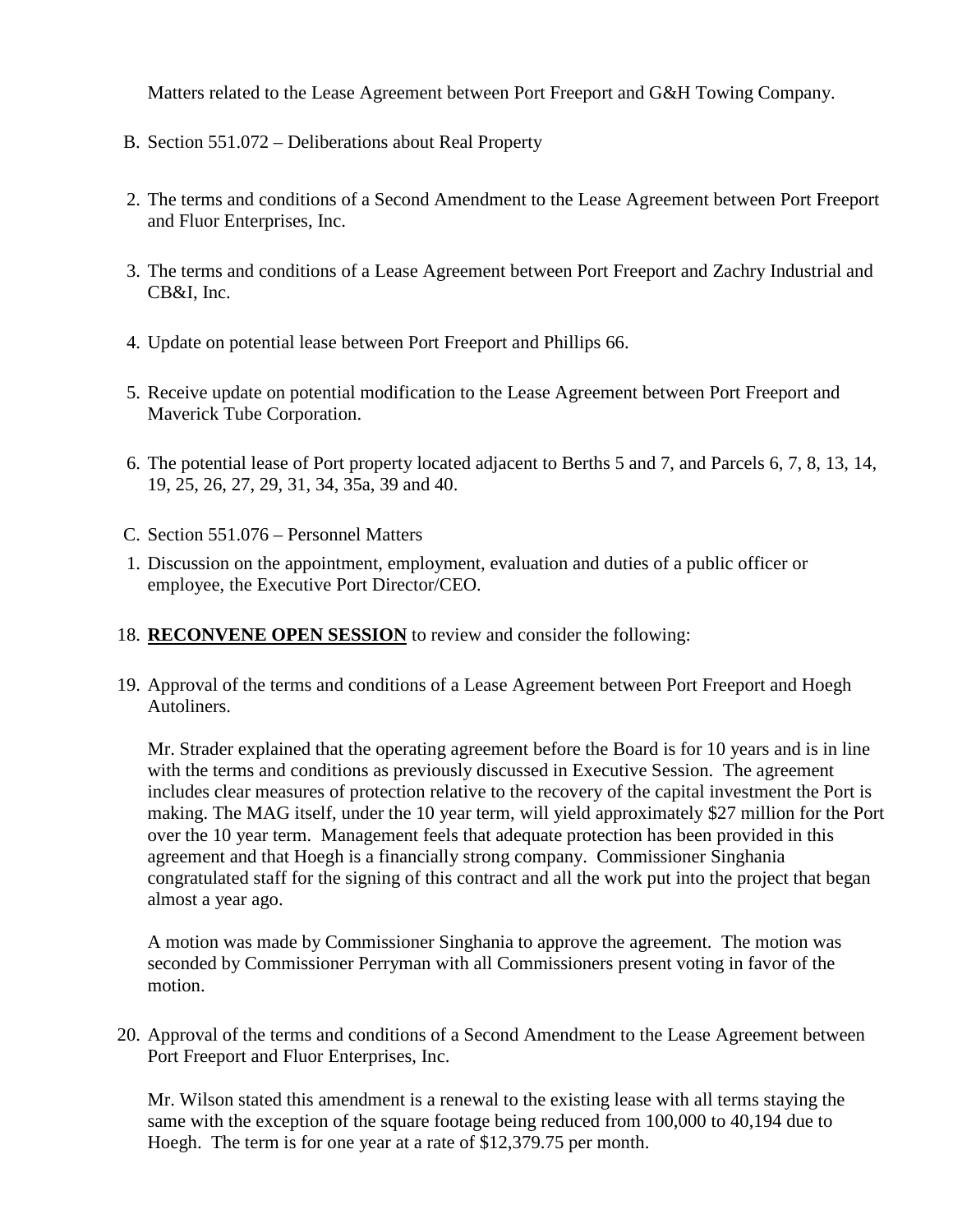Matters related to the Lease Agreement between Port Freeport and G&H Towing Company.

B. Section 551.072 – Deliberations about Real Property

2. The terms and conditions of a Second Amendment to the Lease Agreement between Port Freeport and Fluor Enterprises, Inc.

3. The terms and conditions of a Lease Agreement between Port Freeport and Zachry Industrial and CB&I, Inc.

4. Update on potential lease between Port Freeport and Phillips 66.

5. Receive update on potential modification to the Lease Agreement between Port Freeport and Maverick Tube Corporation.

6. The potential lease of Port property located adjacent to Berths 5 and 7, and Parcels 6, 7, 8, 13, 14, 19, 25, 26, 27, 29, 31, 34, 35a, 39 and 40.

C. Section 551.076 – Personnel Matters

1. Discussion on the appointment, employment, evaluation and duties of a public officer or employee, the Executive Port Director/CEO.

18. **RECONVENE OPEN SESSION** to review and consider the following:

19. Approval of the terms and conditions of a Lease Agreement between Port Freeport and Hoegh Autoliners.

    Mr. Strader explained that the operating agreement before the Board is for 10 years and is in line with the terms and conditions as previously discussed in Executive Session. The agreement includes clear measures of protection relative to the recovery of the capital investment the Port is making. The MAG itself, under the 10 year term, will yield approximately $27 million for the Port over the 10 year term. Management feels that adequate protection has been provided in this agreement and that Hoegh is a financially strong company. Commissioner Singhania congratulated staff for the signing of this contract and all the work put into the project that began almost a year ago.

    A motion was made by Commissioner Singhania to approve the agreement. The motion was seconded by Commissioner Perryman with all Commissioners present voting in favor of the motion.

20. Approval of the terms and conditions of a Second Amendment to the Lease Agreement between Port Freeport and Fluor Enterprises, Inc.

    Mr. Wilson stated this amendment is a renewal to the existing lease with all terms staying the same with the exception of the square footage being reduced from 100,000 to 40,194 due to Hoegh. The term is for one year at a rate of $12,379.75 per month.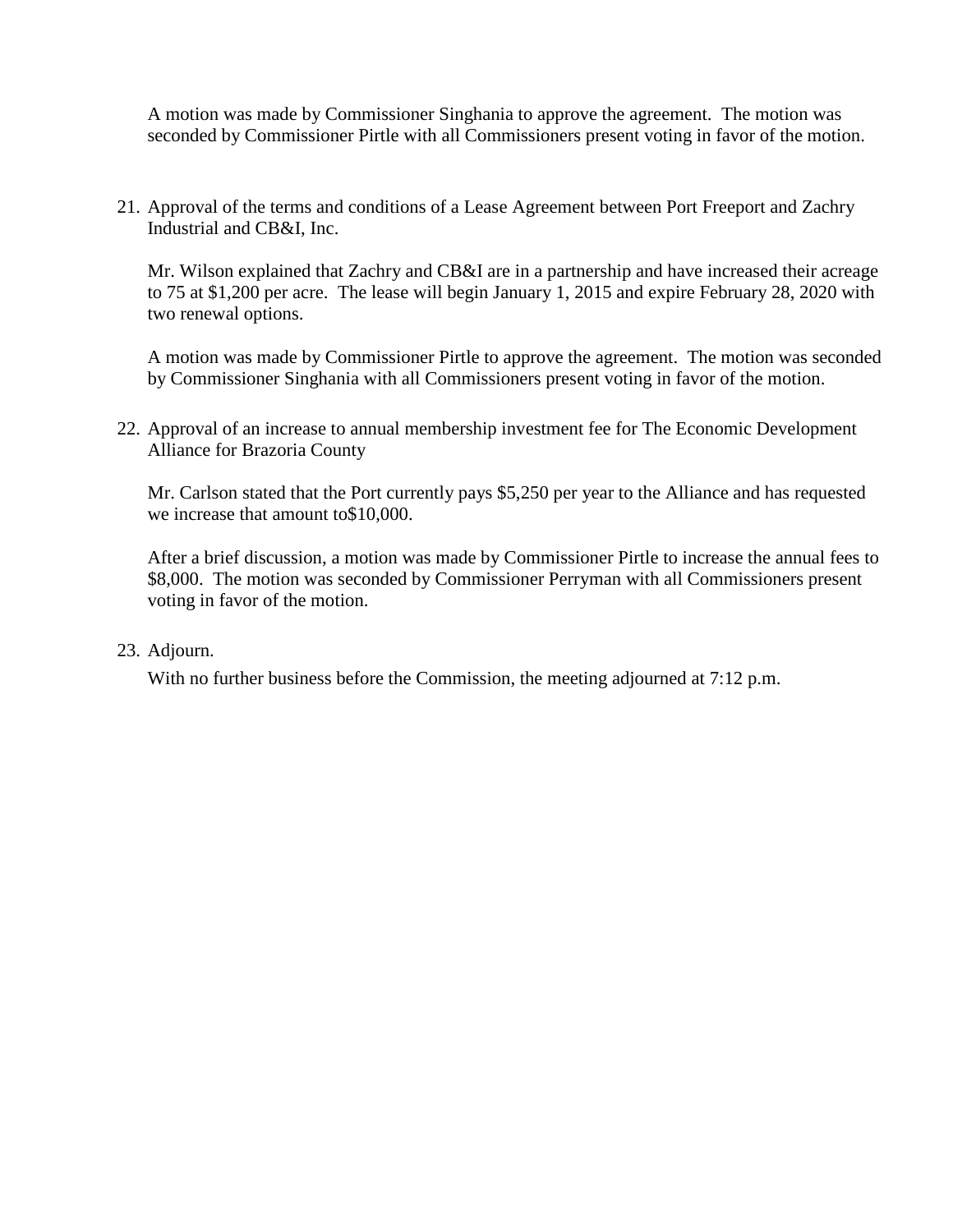A motion was made by Commissioner Singhania to approve the agreement. The motion was seconded by Commissioner Pirtle with all Commissioners present voting in favor of the motion.

21. Approval of the terms and conditions of a Lease Agreement between Port Freeport and Zachry Industrial and CB&I, Inc.

    Mr. Wilson explained that Zachry and CB&I are in a partnership and have increased their acreage to 75 at $1,200 per acre. The lease will begin January 1, 2015 and expire February 28, 2020 with two renewal options.

    A motion was made by Commissioner Pirtle to approve the agreement. The motion was seconded by Commissioner Singhania with all Commissioners present voting in favor of the motion.

22. Approval of an increase to annual membership investment fee for The Economic Development Alliance for Brazoria County

    Mr. Carlson stated that the Port currently pays $5,250 per year to the Alliance and has requested we increase that amount to$10,000.

    After a brief discussion, a motion was made by Commissioner Pirtle to increase the annual fees to $8,000. The motion was seconded by Commissioner Perryman with all Commissioners present voting in favor of the motion.

23. Adjourn.

    With no further business before the Commission, the meeting adjourned at 7:12 p.m.